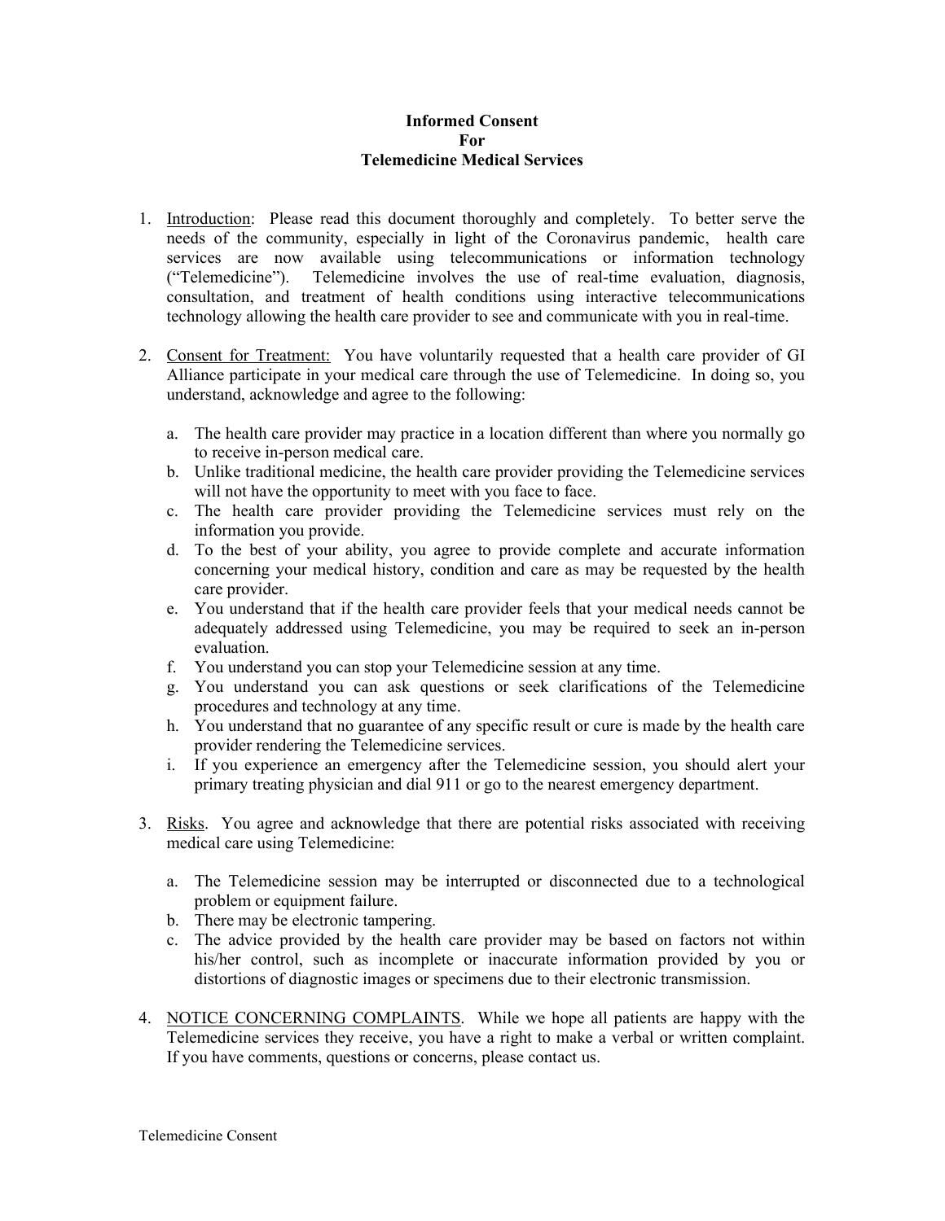# Informed Consent For Telemedicine Medical Services

1. Introduction: Please read this document thoroughly and completely. To better serve the needs of the community, especially in light of the Coronavirus pandemic, health care services are now available using telecommunications or information technology ("Telemedicine"). Telemedicine involves the use of real-time evaluation, diagnosis, consultation, and treatment of health conditions using interactive telecommunications technology allowing the health care provider to see and communicate with you in real-time.

2. Consent for Treatment: You have voluntarily requested that a health care provider of GI Alliance participate in your medical care through the use of Telemedicine. In doing so, you understand, acknowledge and agree to the following:

   a. The health care provider may practice in a location different than where you normally go to receive in-person medical care.
   b. Unlike traditional medicine, the health care provider providing the Telemedicine services will not have the opportunity to meet with you face to face.
   c. The health care provider providing the Telemedicine services must rely on the information you provide.
   d. To the best of your ability, you agree to provide complete and accurate information concerning your medical history, condition and care as may be requested by the health care provider.
   e. You understand that if the health care provider feels that your medical needs cannot be adequately addressed using Telemedicine, you may be required to seek an in-person evaluation.
   f. You understand you can stop your Telemedicine session at any time.
   g. You understand you can ask questions or seek clarifications of the Telemedicine procedures and technology at any time.
   h. You understand that no guarantee of any specific result or cure is made by the health care provider rendering the Telemedicine services.
   i. If you experience an emergency after the Telemedicine session, you should alert your primary treating physician and dial 911 or go to the nearest emergency department.

3. Risks. You agree and acknowledge that there are potential risks associated with receiving medical care using Telemedicine:

   a. The Telemedicine session may be interrupted or disconnected due to a technological problem or equipment failure.
   b. There may be electronic tampering.
   c. The advice provided by the health care provider may be based on factors not within his/her control, such as incomplete or inaccurate information provided by you or distortions of diagnostic images or specimens due to their electronic transmission.

4. NOTICE CONCERNING COMPLAINTS. While we hope all patients are happy with the Telemedicine services they receive, you have a right to make a verbal or written complaint. If you have comments, questions or concerns, please contact us.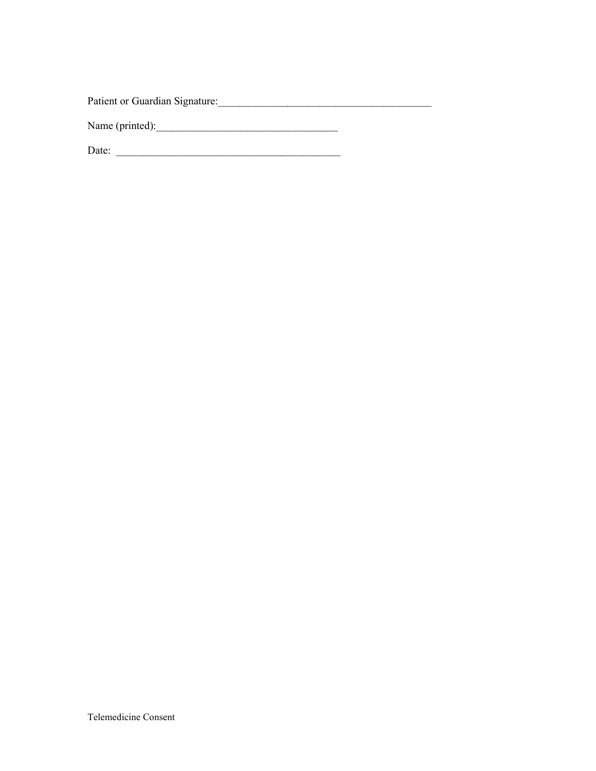Patient or Guardian Signature:_______________________________________

Name (printed):_________________________________

Date: _________________________________________